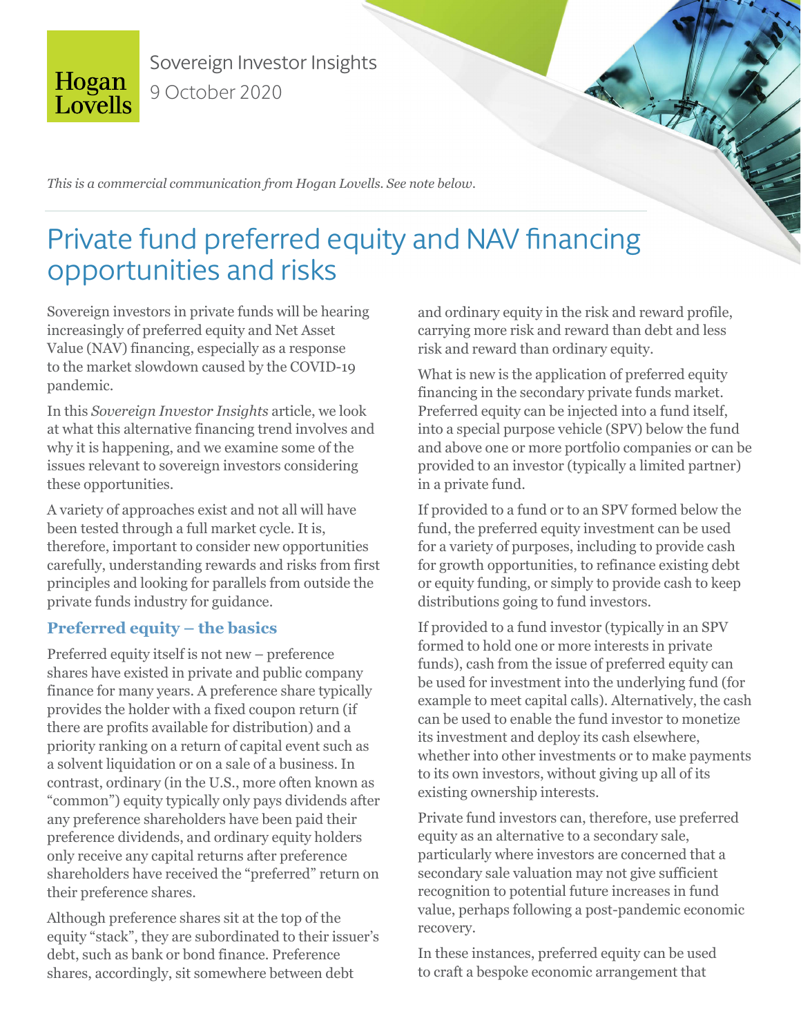Hogan Lovells

Sovereign Investor Insights
9 October 2020

*This is a commercial communication from Hogan Lovells. See note below.*

# Private fund preferred equity and NAV financing opportunities and risks

Sovereign investors in private funds will be hearing increasingly of preferred equity and Net Asset Value (NAV) financing, especially as a response to the market slowdown caused by the COVID-19 pandemic.

In this *Sovereign Investor Insights* article, we look at what this alternative financing trend involves and why it is happening, and we examine some of the issues relevant to sovereign investors considering these opportunities.

A variety of approaches exist and not all will have been tested through a full market cycle. It is, therefore, important to consider new opportunities carefully, understanding rewards and risks from first principles and looking for parallels from outside the private funds industry for guidance.

## Preferred equity – the basics

Preferred equity itself is not new – preference shares have existed in private and public company finance for many years. A preference share typically provides the holder with a fixed coupon return (if there are profits available for distribution) and a priority ranking on a return of capital event such as a solvent liquidation or on a sale of a business. In contrast, ordinary (in the U.S., more often known as "common") equity typically only pays dividends after any preference shareholders have been paid their preference dividends, and ordinary equity holders only receive any capital returns after preference shareholders have received the "preferred" return on their preference shares.

Although preference shares sit at the top of the equity "stack", they are subordinated to their issuer's debt, such as bank or bond finance. Preference shares, accordingly, sit somewhere between debt and ordinary equity in the risk and reward profile, carrying more risk and reward than debt and less risk and reward than ordinary equity.

What is new is the application of preferred equity financing in the secondary private funds market. Preferred equity can be injected into a fund itself, into a special purpose vehicle (SPV) below the fund and above one or more portfolio companies or can be provided to an investor (typically a limited partner) in a private fund.

If provided to a fund or to an SPV formed below the fund, the preferred equity investment can be used for a variety of purposes, including to provide cash for growth opportunities, to refinance existing debt or equity funding, or simply to provide cash to keep distributions going to fund investors.

If provided to a fund investor (typically in an SPV formed to hold one or more interests in private funds), cash from the issue of preferred equity can be used for investment into the underlying fund (for example to meet capital calls). Alternatively, the cash can be used to enable the fund investor to monetize its investment and deploy its cash elsewhere, whether into other investments or to make payments to its own investors, without giving up all of its existing ownership interests.

Private fund investors can, therefore, use preferred equity as an alternative to a secondary sale, particularly where investors are concerned that a secondary sale valuation may not give sufficient recognition to potential future increases in fund value, perhaps following a post-pandemic economic recovery.

In these instances, preferred equity can be used to craft a bespoke economic arrangement that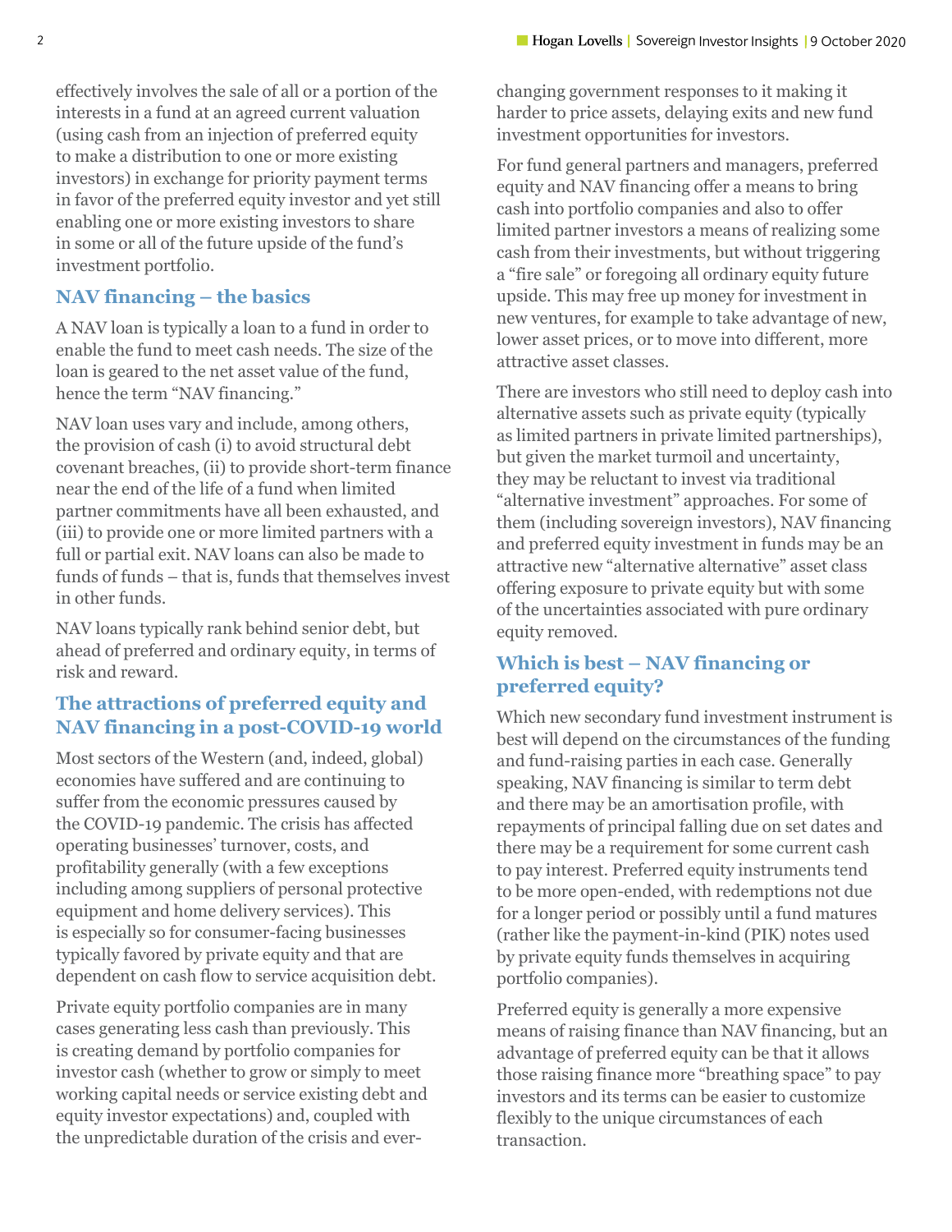effectively involves the sale of all or a portion of the interests in a fund at an agreed current valuation (using cash from an injection of preferred equity to make a distribution to one or more existing investors) in exchange for priority payment terms in favor of the preferred equity investor and yet still enabling one or more existing investors to share in some or all of the future upside of the fund's investment portfolio.

## NAV financing – the basics

A NAV loan is typically a loan to a fund in order to enable the fund to meet cash needs. The size of the loan is geared to the net asset value of the fund, hence the term "NAV financing."

NAV loan uses vary and include, among others, the provision of cash (i) to avoid structural debt covenant breaches, (ii) to provide short-term finance near the end of the life of a fund when limited partner commitments have all been exhausted, and (iii) to provide one or more limited partners with a full or partial exit. NAV loans can also be made to funds of funds – that is, funds that themselves invest in other funds.

NAV loans typically rank behind senior debt, but ahead of preferred and ordinary equity, in terms of risk and reward.

## The attractions of preferred equity and NAV financing in a post-COVID-19 world

Most sectors of the Western (and, indeed, global) economies have suffered and are continuing to suffer from the economic pressures caused by the COVID-19 pandemic. The crisis has affected operating businesses' turnover, costs, and profitability generally (with a few exceptions including among suppliers of personal protective equipment and home delivery services). This is especially so for consumer-facing businesses typically favored by private equity and that are dependent on cash flow to service acquisition debt.

Private equity portfolio companies are in many cases generating less cash than previously. This is creating demand by portfolio companies for investor cash (whether to grow or simply to meet working capital needs or service existing debt and equity investor expectations) and, coupled with the unpredictable duration of the crisis and ever-changing government responses to it making it harder to price assets, delaying exits and new fund investment opportunities for investors.

For fund general partners and managers, preferred equity and NAV financing offer a means to bring cash into portfolio companies and also to offer limited partner investors a means of realizing some cash from their investments, but without triggering a "fire sale" or foregoing all ordinary equity future upside. This may free up money for investment in new ventures, for example to take advantage of new, lower asset prices, or to move into different, more attractive asset classes.

There are investors who still need to deploy cash into alternative assets such as private equity (typically as limited partners in private limited partnerships), but given the market turmoil and uncertainty, they may be reluctant to invest via traditional "alternative investment" approaches. For some of them (including sovereign investors), NAV financing and preferred equity investment in funds may be an attractive new "alternative alternative" asset class offering exposure to private equity but with some of the uncertainties associated with pure ordinary equity removed.

## Which is best – NAV financing or preferred equity?

Which new secondary fund investment instrument is best will depend on the circumstances of the funding and fund-raising parties in each case. Generally speaking, NAV financing is similar to term debt and there may be an amortisation profile, with repayments of principal falling due on set dates and there may be a requirement for some current cash to pay interest. Preferred equity instruments tend to be more open-ended, with redemptions not due for a longer period or possibly until a fund matures (rather like the payment-in-kind (PIK) notes used by private equity funds themselves in acquiring portfolio companies).

Preferred equity is generally a more expensive means of raising finance than NAV financing, but an advantage of preferred equity can be that it allows those raising finance more "breathing space" to pay investors and its terms can be easier to customize flexibly to the unique circumstances of each transaction.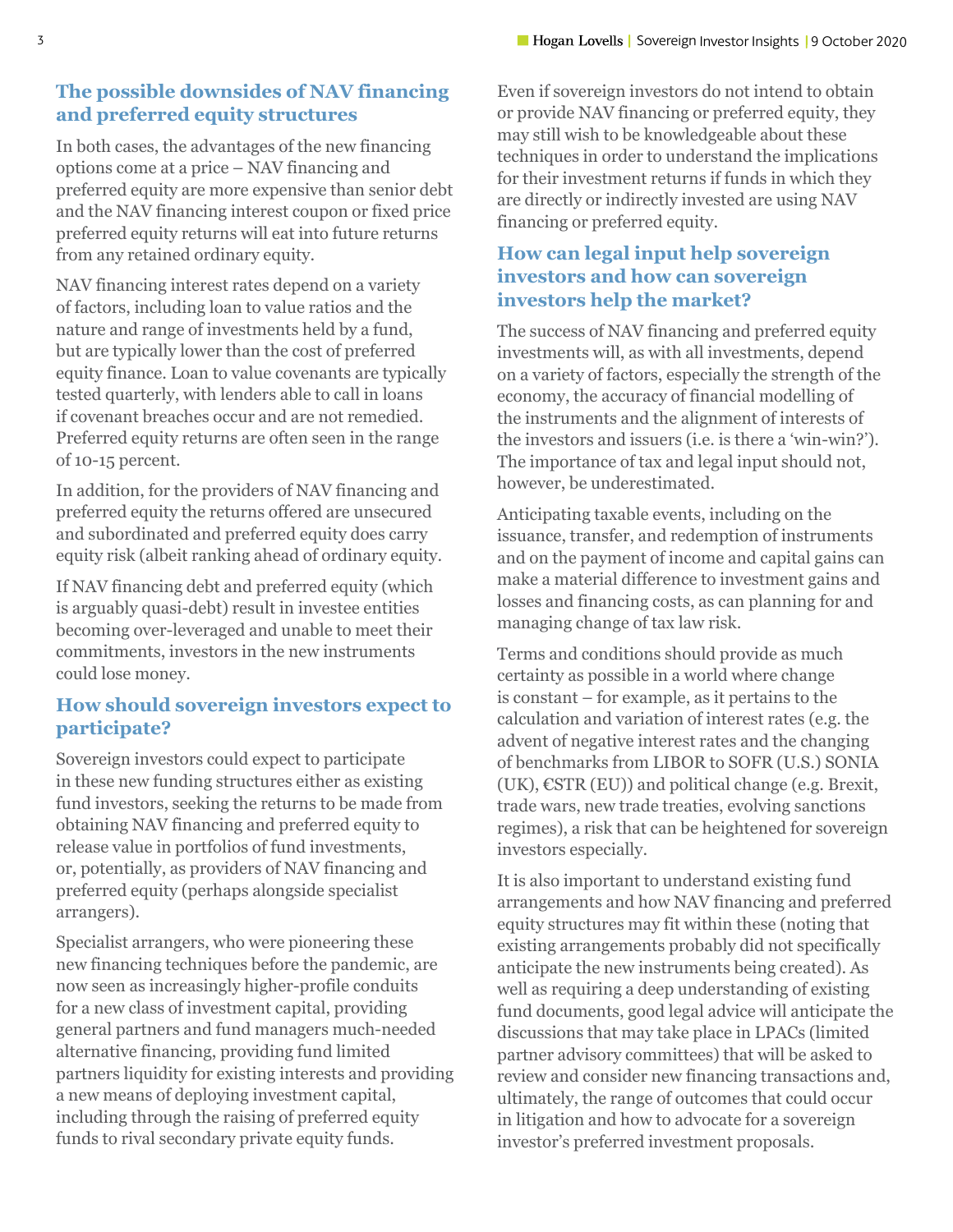## The possible downsides of NAV financing and preferred equity structures

In both cases, the advantages of the new financing options come at a price – NAV financing and preferred equity are more expensive than senior debt and the NAV financing interest coupon or fixed price preferred equity returns will eat into future returns from any retained ordinary equity.

NAV financing interest rates depend on a variety of factors, including loan to value ratios and the nature and range of investments held by a fund, but are typically lower than the cost of preferred equity finance. Loan to value covenants are typically tested quarterly, with lenders able to call in loans if covenant breaches occur and are not remedied. Preferred equity returns are often seen in the range of 10-15 percent.

In addition, for the providers of NAV financing and preferred equity the returns offered are unsecured and subordinated and preferred equity does carry equity risk (albeit ranking ahead of ordinary equity.

If NAV financing debt and preferred equity (which is arguably quasi-debt) result in investee entities becoming over-leveraged and unable to meet their commitments, investors in the new instruments could lose money.

## How should sovereign investors expect to participate?

Sovereign investors could expect to participate in these new funding structures either as existing fund investors, seeking the returns to be made from obtaining NAV financing and preferred equity to release value in portfolios of fund investments, or, potentially, as providers of NAV financing and preferred equity (perhaps alongside specialist arrangers).

Specialist arrangers, who were pioneering these new financing techniques before the pandemic, are now seen as increasingly higher-profile conduits for a new class of investment capital, providing general partners and fund managers much-needed alternative financing, providing fund limited partners liquidity for existing interests and providing a new means of deploying investment capital, including through the raising of preferred equity funds to rival secondary private equity funds.

Even if sovereign investors do not intend to obtain or provide NAV financing or preferred equity, they may still wish to be knowledgeable about these techniques in order to understand the implications for their investment returns if funds in which they are directly or indirectly invested are using NAV financing or preferred equity.

## How can legal input help sovereign investors and how can sovereign investors help the market?

The success of NAV financing and preferred equity investments will, as with all investments, depend on a variety of factors, especially the strength of the economy, the accuracy of financial modelling of the instruments and the alignment of interests of the investors and issuers (i.e. is there a 'win-win?'). The importance of tax and legal input should not, however, be underestimated.

Anticipating taxable events, including on the issuance, transfer, and redemption of instruments and on the payment of income and capital gains can make a material difference to investment gains and losses and financing costs, as can planning for and managing change of tax law risk.

Terms and conditions should provide as much certainty as possible in a world where change is constant – for example, as it pertains to the calculation and variation of interest rates (e.g. the advent of negative interest rates and the changing of benchmarks from LIBOR to SOFR (U.S.) SONIA (UK), €STR (EU)) and political change (e.g. Brexit, trade wars, new trade treaties, evolving sanctions regimes), a risk that can be heightened for sovereign investors especially.

It is also important to understand existing fund arrangements and how NAV financing and preferred equity structures may fit within these (noting that existing arrangements probably did not specifically anticipate the new instruments being created). As well as requiring a deep understanding of existing fund documents, good legal advice will anticipate the discussions that may take place in LPACs (limited partner advisory committees) that will be asked to review and consider new financing transactions and, ultimately, the range of outcomes that could occur in litigation and how to advocate for a sovereign investor's preferred investment proposals.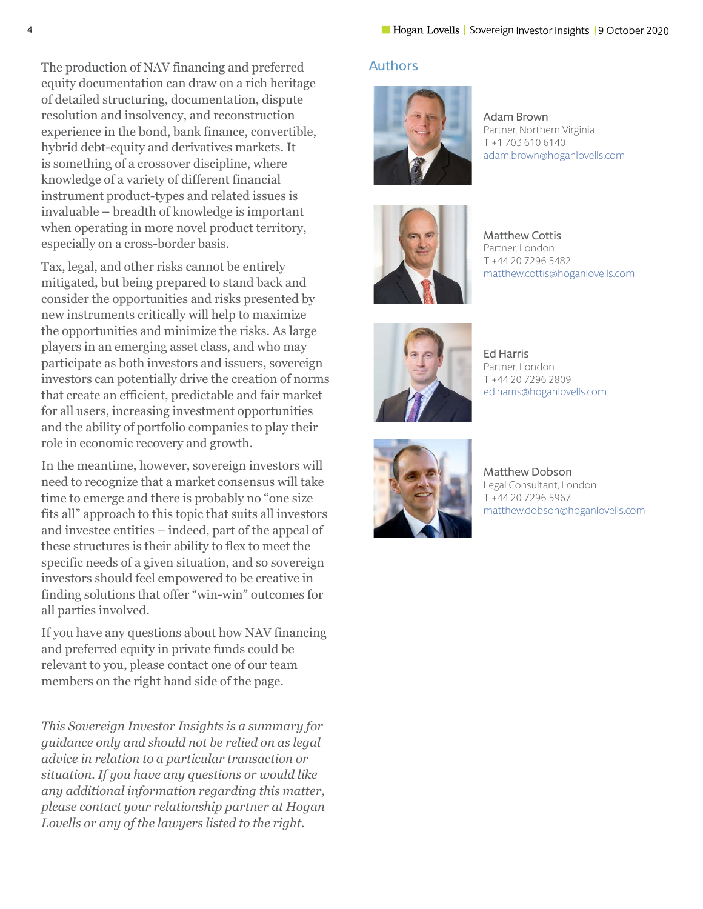The production of NAV financing and preferred equity documentation can draw on a rich heritage of detailed structuring, documentation, dispute resolution and insolvency, and reconstruction experience in the bond, bank finance, convertible, hybrid debt-equity and derivatives markets. It is something of a crossover discipline, where knowledge of a variety of different financial instrument product-types and related issues is invaluable – breadth of knowledge is important when operating in more novel product territory, especially on a cross-border basis.

Tax, legal, and other risks cannot be entirely mitigated, but being prepared to stand back and consider the opportunities and risks presented by new instruments critically will help to maximize the opportunities and minimize the risks. As large players in an emerging asset class, and who may participate as both investors and issuers, sovereign investors can potentially drive the creation of norms that create an efficient, predictable and fair market for all users, increasing investment opportunities and the ability of portfolio companies to play their role in economic recovery and growth.

In the meantime, however, sovereign investors will need to recognize that a market consensus will take time to emerge and there is probably no "one size fits all" approach to this topic that suits all investors and investee entities – indeed, part of the appeal of these structures is their ability to flex to meet the specific needs of a given situation, and so sovereign investors should feel empowered to be creative in finding solutions that offer "win-win" outcomes for all parties involved.

If you have any questions about how NAV financing and preferred equity in private funds could be relevant to you, please contact one of our team members on the right hand side of the page.

---

*This Sovereign Investor Insights is a summary for guidance only and should not be relied on as legal advice in relation to a particular transaction or situation. If you have any questions or would like any additional information regarding this matter, please contact your relationship partner at Hogan Lovells or any of the lawyers listed to the right.*

## Authors

Adam Brown
Partner, Northern Virginia
T +1 703 610 6140
adam.brown@hoganlovells.com

Matthew Cottis
Partner, London
T +44 20 7296 5482
matthew.cottis@hoganlovells.com

Ed Harris
Partner, London
T +44 20 7296 2809
ed.harris@hoganlovells.com

Matthew Dobson
Legal Consultant, London
T +44 20 7296 5967
matthew.dobson@hoganlovells.com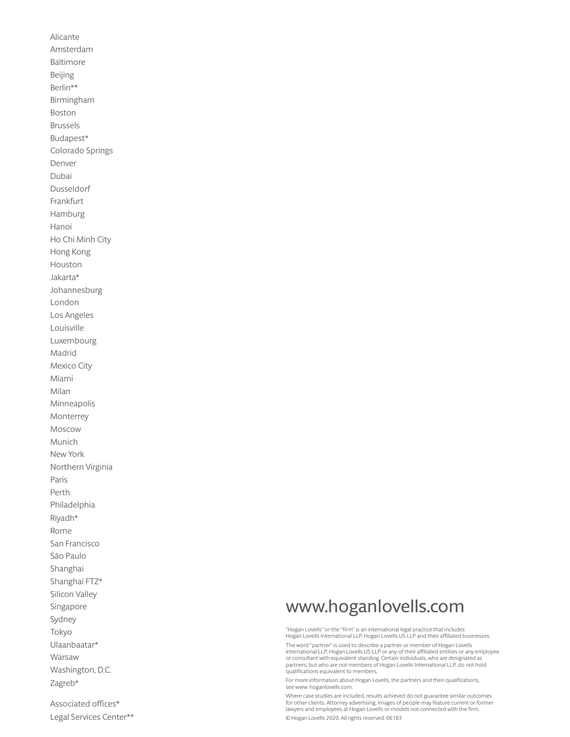Alicante
Amsterdam
Baltimore
Beijing
Berlin**
Birmingham
Boston
Brussels
Budapest*
Colorado Springs
Denver
Dubai
Dusseldorf
Frankfurt
Hamburg
Hanoi
Ho Chi Minh City
Hong Kong
Houston
Jakarta*
Johannesburg
London
Los Angeles
Louisville
Luxembourg
Madrid
Mexico City
Miami
Milan
Minneapolis
Monterrey
Moscow
Munich
New York
Northern Virginia
Paris
Perth
Philadelphia
Riyadh*
Rome
San Francisco
São Paulo
Shanghai
Shanghai FTZ*
Silicon Valley
Singapore
Sydney
Tokyo
Ulaanbaatar*
Warsaw
Washington, D.C.
Zagreb*

Associated offices*
Legal Services Center**

www.hoganlovells.com

"Hogan Lovells" or the "firm" is an international legal practice that includes Hogan Lovells International LLP, Hogan Lovells US LLP and their affiliated businesses.

The word "partner" is used to describe a partner or member of Hogan Lovells International LLP, Hogan Lovells US LLP or any of their affiliated entities or any employee or consultant with equivalent standing. Certain individuals, who are designated as partners, but who are not members of Hogan Lovells International LLP, do not hold qualifications equivalent to members.

For more information about Hogan Lovells, the partners and their qualifications, see www. hoganlovells.com.

Where case studies are included, results achieved do not guarantee similar outcomes for other clients. Attorney advertising. Images of people may feature current or former lawyers and employees at Hogan Lovells or models not connected with the firm.

© Hogan Lovells 2020. All rights reserved. 06183